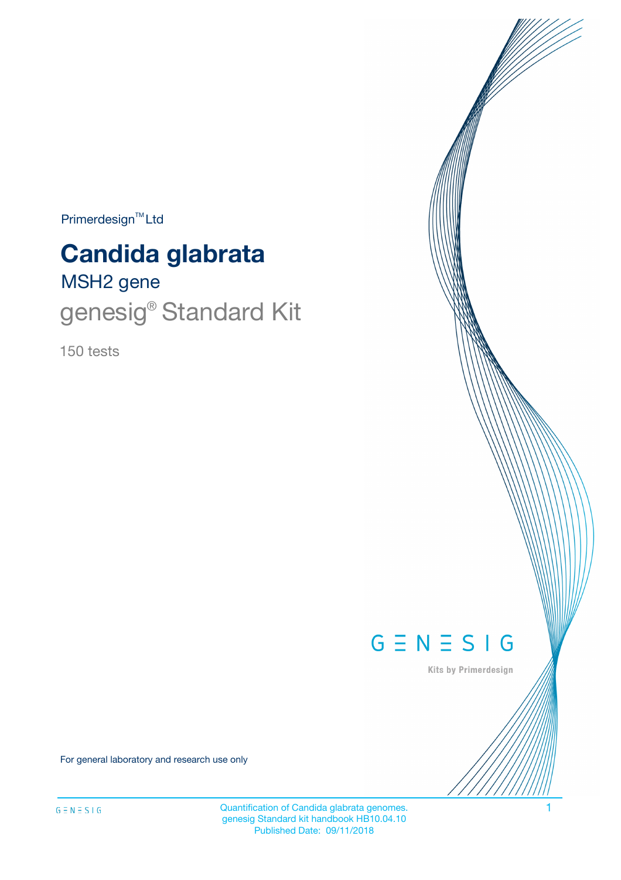Primerdesign™ Ltd

# Candida glabrata

## MSH2 gene

## genesig® Standard Kit

150 tests

GENESIG

Kits by Primerdesign

For general laboratory and research use only

Quantification of Candida glabrata genomes.
genesig Standard kit handbook HB10.04.10
Published Date: 09/11/2018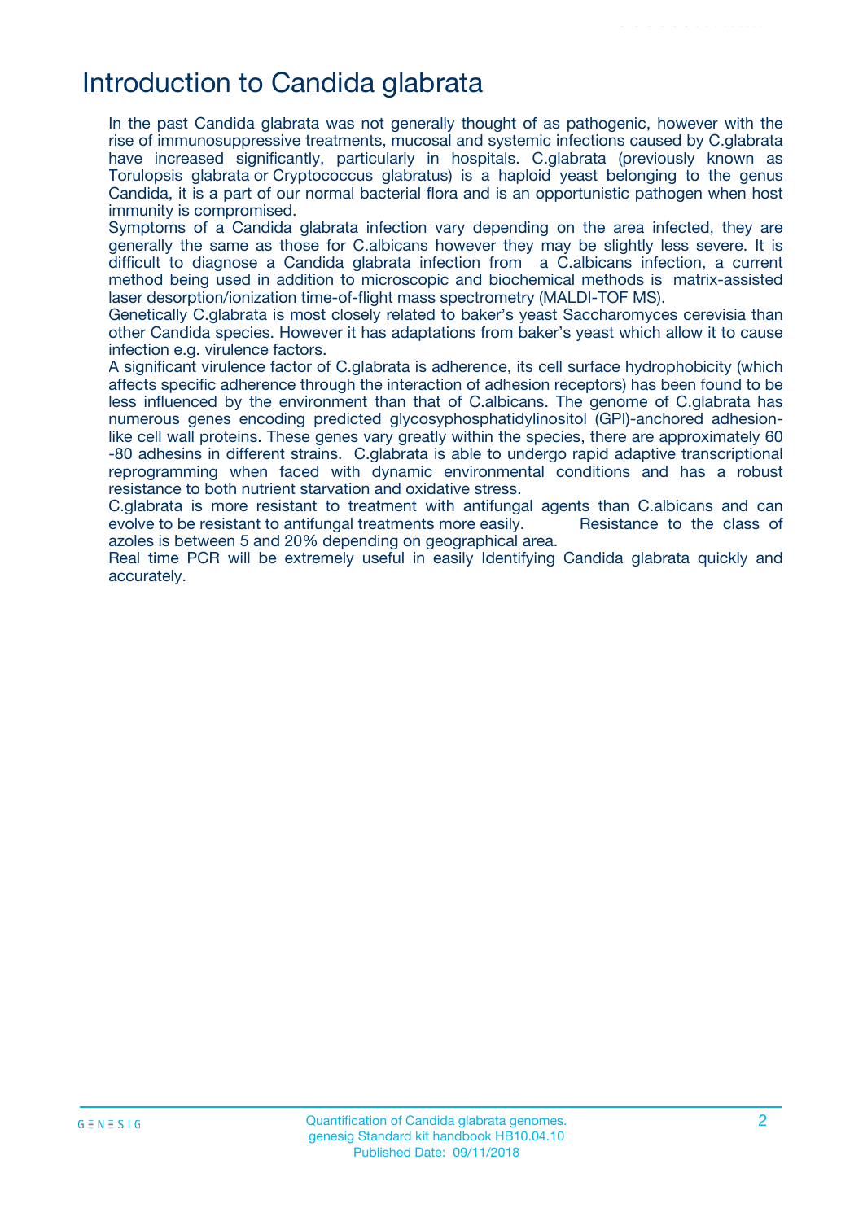# Introduction to Candida glabrata

In the past Candida glabrata was not generally thought of as pathogenic, however with the rise of immunosuppressive treatments, mucosal and systemic infections caused by C.glabrata have increased significantly, particularly in hospitals. C.glabrata (previously known as Torulopsis glabrata or Cryptococcus glabratus) is a haploid yeast belonging to the genus Candida, it is a part of our normal bacterial flora and is an opportunistic pathogen when host immunity is compromised.

Symptoms of a Candida glabrata infection vary depending on the area infected, they are generally the same as those for C.albicans however they may be slightly less severe. It is difficult to diagnose a Candida glabrata infection from a C.albicans infection, a current method being used in addition to microscopic and biochemical methods is matrix-assisted laser desorption/ionization time-of-flight mass spectrometry (MALDI-TOF MS).

Genetically C.glabrata is most closely related to baker's yeast Saccharomyces cerevisia than other Candida species. However it has adaptations from baker's yeast which allow it to cause infection e.g. virulence factors.

A significant virulence factor of C.glabrata is adherence, its cell surface hydrophobicity (which affects specific adherence through the interaction of adhesion receptors) has been found to be less influenced by the environment than that of C.albicans. The genome of C.glabrata has numerous genes encoding predicted glycosyphosphatidylinositol (GPI)-anchored adhesion-like cell wall proteins. These genes vary greatly within the species, there are approximately 60 -80 adhesins in different strains. C.glabrata is able to undergo rapid adaptive transcriptional reprogramming when faced with dynamic environmental conditions and has a robust resistance to both nutrient starvation and oxidative stress.

C.glabrata is more resistant to treatment with antifungal agents than C.albicans and can evolve to be resistant to antifungal treatments more easily. Resistance to the class of azoles is between 5 and 20% depending on geographical area.

Real time PCR will be extremely useful in easily Identifying Candida glabrata quickly and accurately.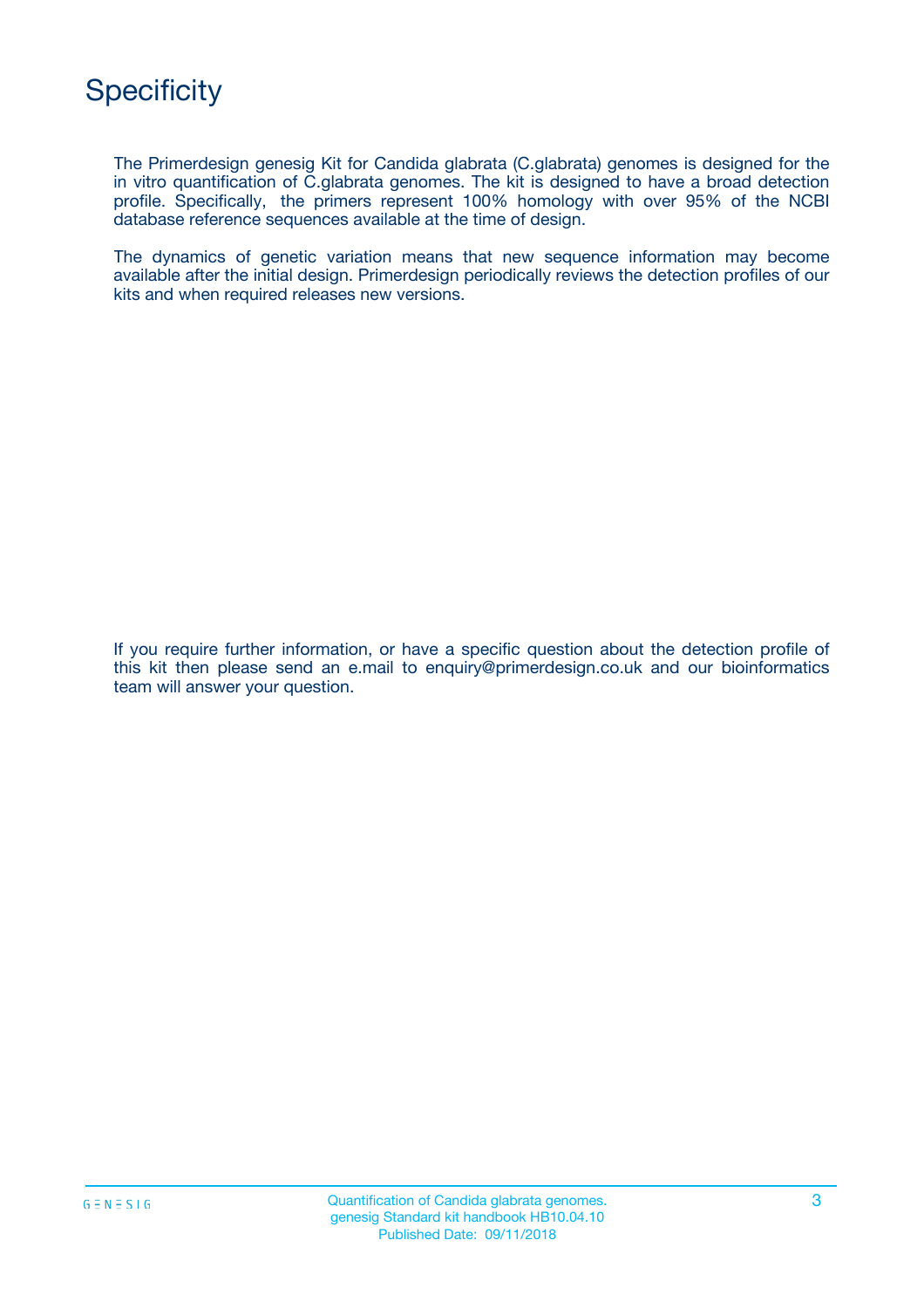# Specificity

The Primerdesign genesig Kit for Candida glabrata (C.glabrata) genomes is designed for the in vitro quantification of C.glabrata genomes. The kit is designed to have a broad detection profile. Specifically, the primers represent 100% homology with over 95% of the NCBI database reference sequences available at the time of design.

The dynamics of genetic variation means that new sequence information may become available after the initial design. Primerdesign periodically reviews the detection profiles of our kits and when required releases new versions.

If you require further information, or have a specific question about the detection profile of this kit then please send an e.mail to enquiry@primerdesign.co.uk and our bioinformatics team will answer your question.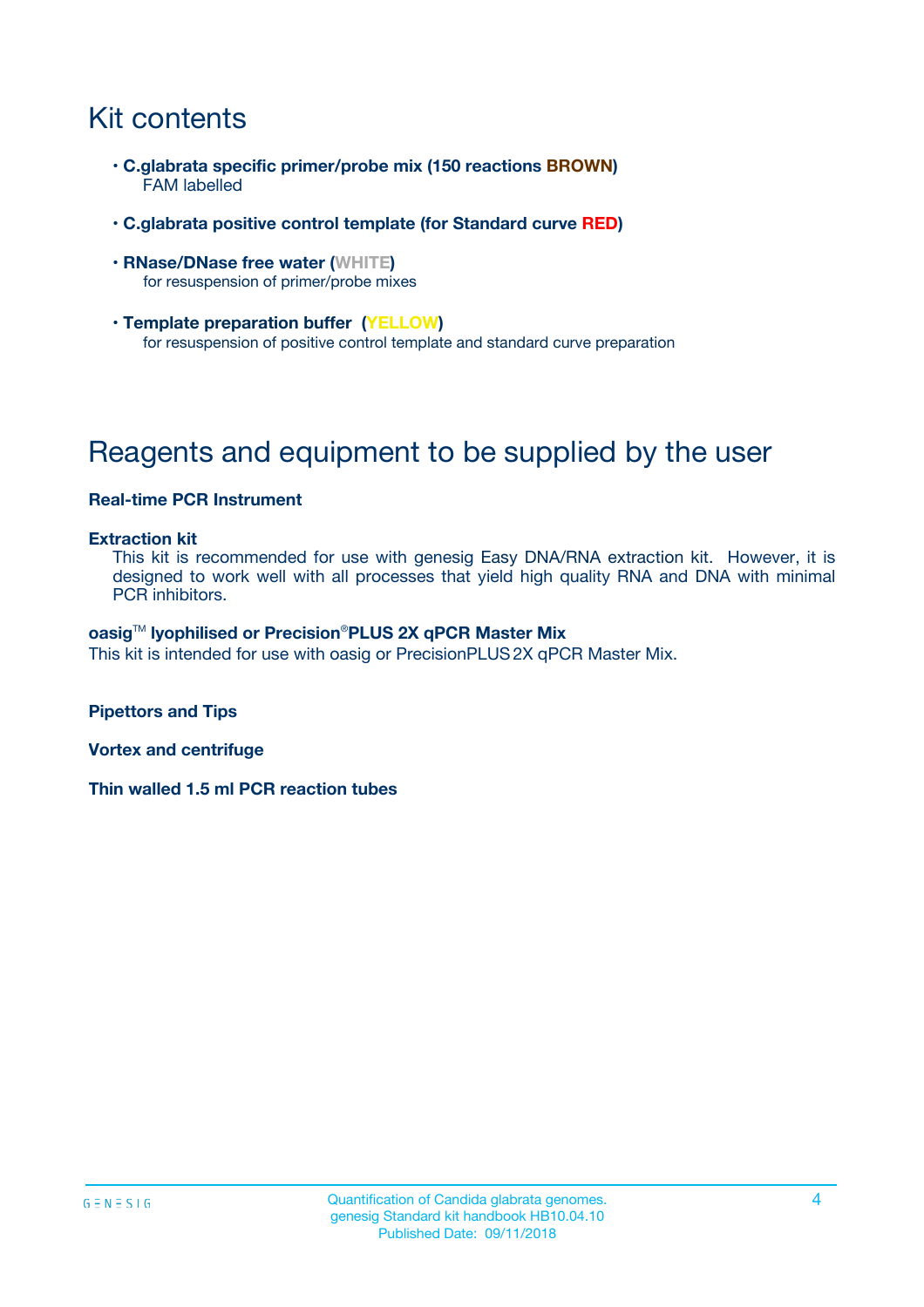# Kit contents

- **C.glabrata specific primer/probe mix (150 reactions BROWN)**
  FAM labelled
- **C.glabrata positive control template (for Standard curve RED)**
- **RNase/DNase free water (WHITE)**
  for resuspension of primer/probe mixes
- **Template preparation buffer (YELLOW)**
  for resuspension of positive control template and standard curve preparation

# Reagents and equipment to be supplied by the user

**Real-time PCR Instrument**

**Extraction kit**
This kit is recommended for use with genesig Easy DNA/RNA extraction kit. However, it is designed to work well with all processes that yield high quality RNA and DNA with minimal PCR inhibitors.

**oasig™ lyophilised or Precision®PLUS 2X qPCR Master Mix**
This kit is intended for use with oasig or PrecisionPLUS 2X qPCR Master Mix.

**Pipettors and Tips**

**Vortex and centrifuge**

**Thin walled 1.5 ml PCR reaction tubes**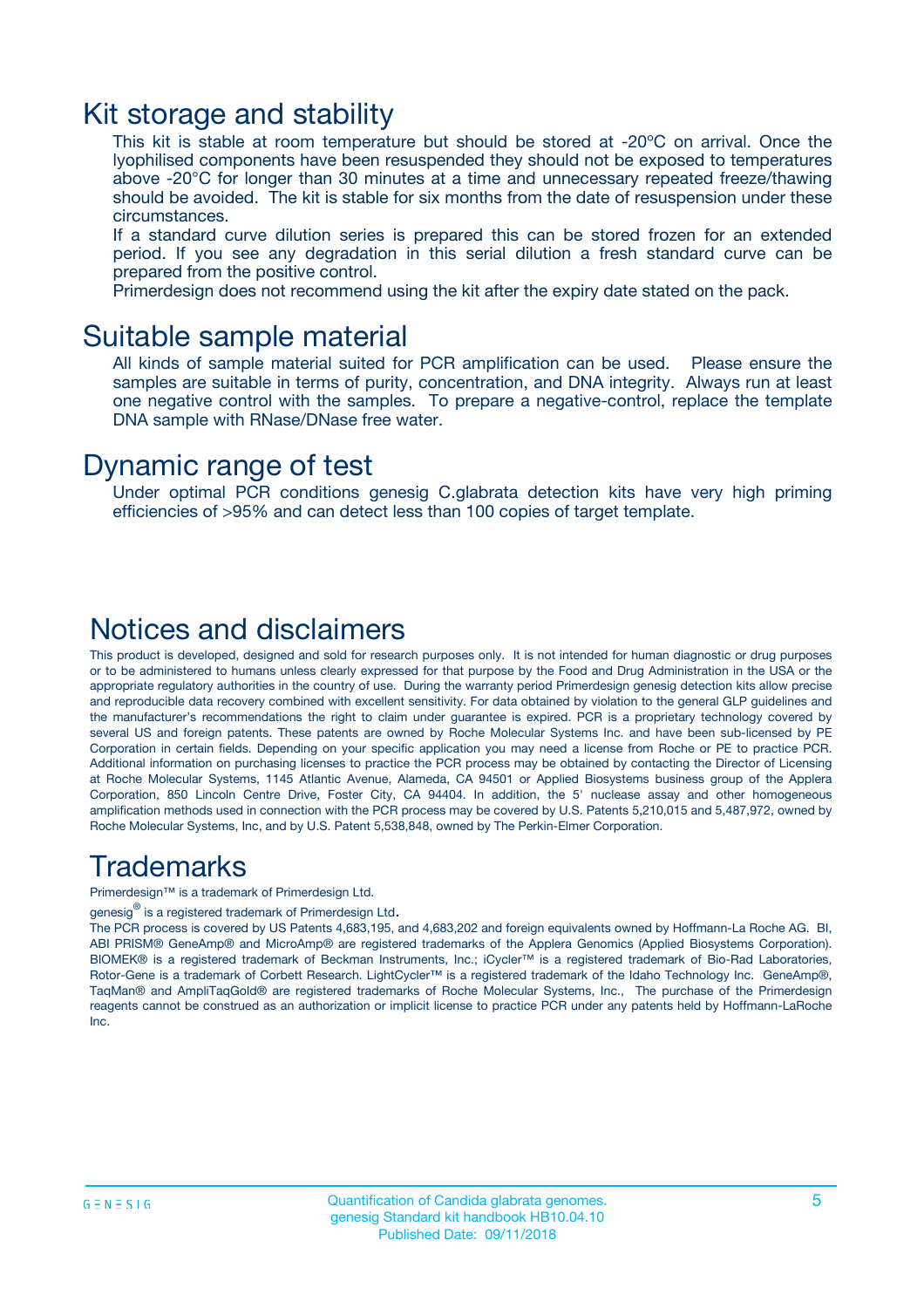# Kit storage and stability

This kit is stable at room temperature but should be stored at -20ºC on arrival. Once the lyophilised components have been resuspended they should not be exposed to temperatures above -20°C for longer than 30 minutes at a time and unnecessary repeated freeze/thawing should be avoided. The kit is stable for six months from the date of resuspension under these circumstances.

If a standard curve dilution series is prepared this can be stored frozen for an extended period. If you see any degradation in this serial dilution a fresh standard curve can be prepared from the positive control.

Primerdesign does not recommend using the kit after the expiry date stated on the pack.

# Suitable sample material

All kinds of sample material suited for PCR amplification can be used. Please ensure the samples are suitable in terms of purity, concentration, and DNA integrity. Always run at least one negative control with the samples. To prepare a negative-control, replace the template DNA sample with RNase/DNase free water.

# Dynamic range of test

Under optimal PCR conditions genesig C.glabrata detection kits have very high priming efficiencies of >95% and can detect less than 100 copies of target template.

# Notices and disclaimers

This product is developed, designed and sold for research purposes only. It is not intended for human diagnostic or drug purposes or to be administered to humans unless clearly expressed for that purpose by the Food and Drug Administration in the USA or the appropriate regulatory authorities in the country of use. During the warranty period Primerdesign genesig detection kits allow precise and reproducible data recovery combined with excellent sensitivity. For data obtained by violation to the general GLP guidelines and the manufacturer's recommendations the right to claim under guarantee is expired. PCR is a proprietary technology covered by several US and foreign patents. These patents are owned by Roche Molecular Systems Inc. and have been sub-licensed by PE Corporation in certain fields. Depending on your specific application you may need a license from Roche or PE to practice PCR. Additional information on purchasing licenses to practice the PCR process may be obtained by contacting the Director of Licensing at Roche Molecular Systems, 1145 Atlantic Avenue, Alameda, CA 94501 or Applied Biosystems business group of the Applera Corporation, 850 Lincoln Centre Drive, Foster City, CA 94404. In addition, the 5' nuclease assay and other homogeneous amplification methods used in connection with the PCR process may be covered by U.S. Patents 5,210,015 and 5,487,972, owned by Roche Molecular Systems, Inc, and by U.S. Patent 5,538,848, owned by The Perkin-Elmer Corporation.

# Trademarks

Primerdesign™ is a trademark of Primerdesign Ltd.

genesig® is a registered trademark of Primerdesign Ltd.

The PCR process is covered by US Patents 4,683,195, and 4,683,202 and foreign equivalents owned by Hoffmann-La Roche AG. BI, ABI PRISM® GeneAmp® and MicroAmp® are registered trademarks of the Applera Genomics (Applied Biosystems Corporation). BIOMEK® is a registered trademark of Beckman Instruments, Inc.; iCycler™ is a registered trademark of Bio-Rad Laboratories, Rotor-Gene is a trademark of Corbett Research. LightCycler™ is a registered trademark of the Idaho Technology Inc. GeneAmp®, TaqMan® and AmpliTaqGold® are registered trademarks of Roche Molecular Systems, Inc., The purchase of the Primerdesign reagents cannot be construed as an authorization or implicit license to practice PCR under any patents held by Hoffmann-LaRoche Inc.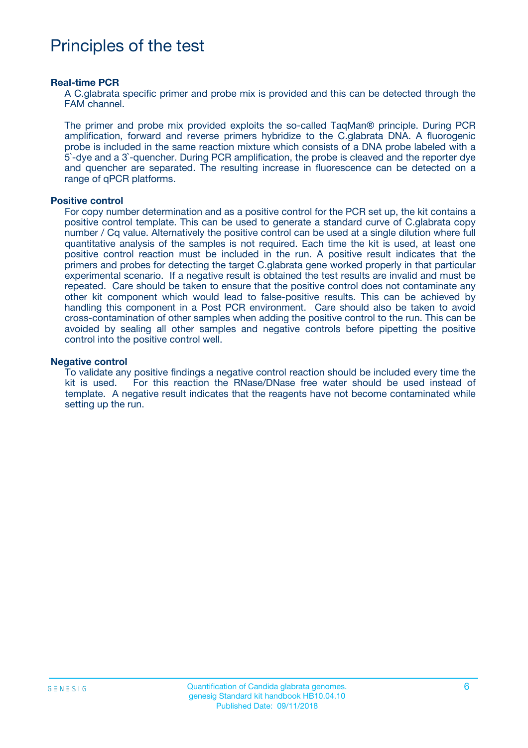# Principles of the test

### Real-time PCR

A C.glabrata specific primer and probe mix is provided and this can be detected through the FAM channel.

The primer and probe mix provided exploits the so-called TaqMan® principle. During PCR amplification, forward and reverse primers hybridize to the C.glabrata DNA. A fluorogenic probe is included in the same reaction mixture which consists of a DNA probe labeled with a 5`-dye and a 3`-quencher. During PCR amplification, the probe is cleaved and the reporter dye and quencher are separated. The resulting increase in fluorescence can be detected on a range of qPCR platforms.

### Positive control

For copy number determination and as a positive control for the PCR set up, the kit contains a positive control template. This can be used to generate a standard curve of C.glabrata copy number / Cq value. Alternatively the positive control can be used at a single dilution where full quantitative analysis of the samples is not required. Each time the kit is used, at least one positive control reaction must be included in the run. A positive result indicates that the primers and probes for detecting the target C.glabrata gene worked properly in that particular experimental scenario. If a negative result is obtained the test results are invalid and must be repeated. Care should be taken to ensure that the positive control does not contaminate any other kit component which would lead to false-positive results. This can be achieved by handling this component in a Post PCR environment. Care should also be taken to avoid cross-contamination of other samples when adding the positive control to the run. This can be avoided by sealing all other samples and negative controls before pipetting the positive control into the positive control well.

### Negative control

To validate any positive findings a negative control reaction should be included every time the kit is used. For this reaction the RNase/DNase free water should be used instead of template. A negative result indicates that the reagents have not become contaminated while setting up the run.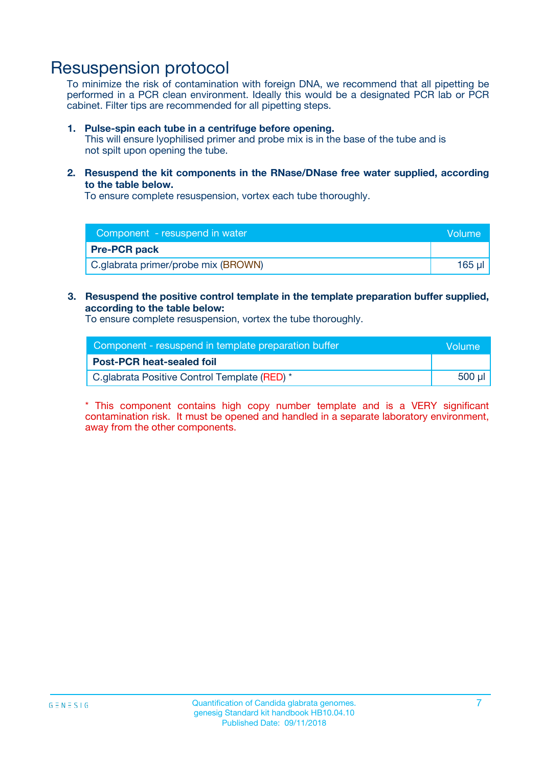# Resuspension protocol

To minimize the risk of contamination with foreign DNA, we recommend that all pipetting be performed in a PCR clean environment. Ideally this would be a designated PCR lab or PCR cabinet. Filter tips are recommended for all pipetting steps.

1. **Pulse-spin each tube in a centrifuge before opening.**
   This will ensure lyophilised primer and probe mix is in the base of the tube and is not spilt upon opening the tube.

2. **Resuspend the kit components in the RNase/DNase free water supplied, according to the table below.**
   To ensure complete resuspension, vortex each tube thoroughly.

| Component - resuspend in water | Volume |
|---|---|
| **Pre-PCR pack** | |
| C.glabrata primer/probe mix (BROWN) | 165 µl |

3. **Resuspend the positive control template in the template preparation buffer supplied, according to the table below:**
   To ensure complete resuspension, vortex the tube thoroughly.

| Component - resuspend in template preparation buffer | Volume |
|---|---|
| **Post-PCR heat-sealed foil** | |
| C.glabrata Positive Control Template (RED) * | 500 µl |

* This component contains high copy number template and is a VERY significant contamination risk. It must be opened and handled in a separate laboratory environment, away from the other components.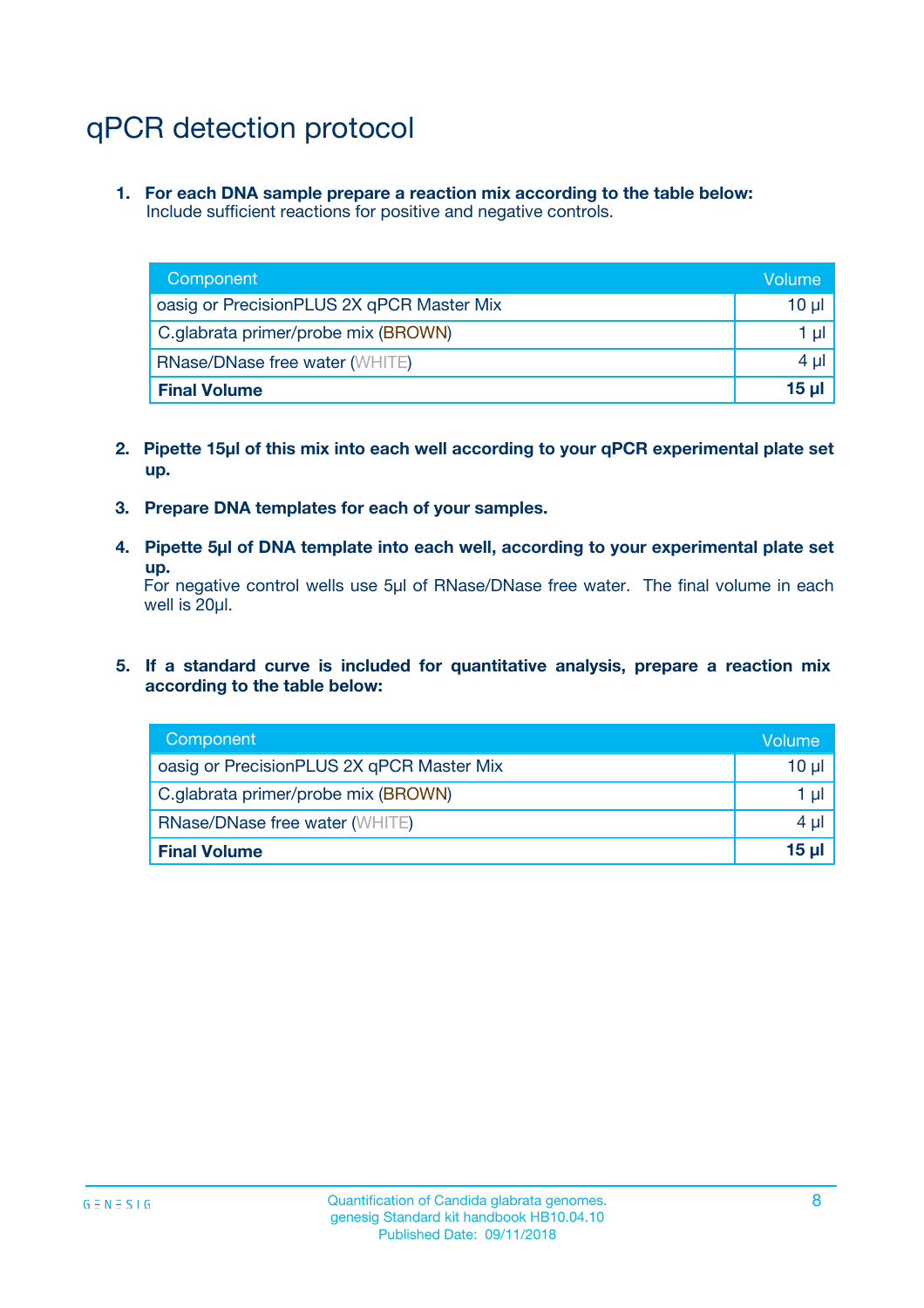# qPCR detection protocol

1. **For each DNA sample prepare a reaction mix according to the table below:**
   Include sufficient reactions for positive and negative controls.

| Component | Volume |
|---|---|
| oasig or PrecisionPLUS 2X qPCR Master Mix | 10 µl |
| C.glabrata primer/probe mix (BROWN) | 1 µl |
| RNase/DNase free water (WHITE) | 4 µl |
| **Final Volume** | **15 µl** |

2. **Pipette 15µl of this mix into each well according to your qPCR experimental plate set up.**

3. **Prepare DNA templates for each of your samples.**

4. **Pipette 5µl of DNA template into each well, according to your experimental plate set up.**
   For negative control wells use 5µl of RNase/DNase free water. The final volume in each well is 20µl.

5. **If a standard curve is included for quantitative analysis, prepare a reaction mix according to the table below:**

| Component | Volume |
|---|---|
| oasig or PrecisionPLUS 2X qPCR Master Mix | 10 µl |
| C.glabrata primer/probe mix (BROWN) | 1 µl |
| RNase/DNase free water (WHITE) | 4 µl |
| **Final Volume** | **15 µl** |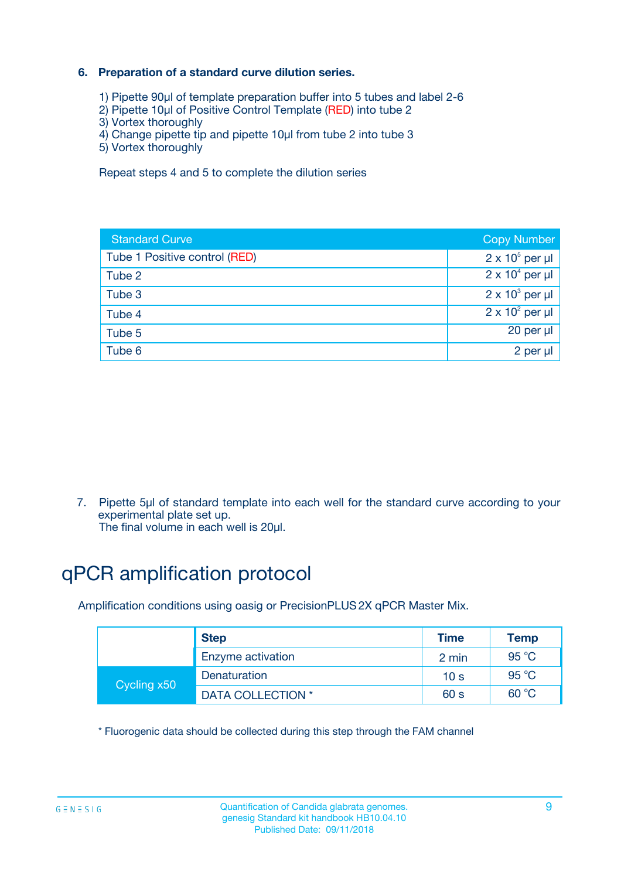### 6. Preparation of a standard curve dilution series.

1) Pipette 90µl of template preparation buffer into 5 tubes and label 2-6
2) Pipette 10µl of Positive Control Template (RED) into tube 2
3) Vortex thoroughly
4) Change pipette tip and pipette 10µl from tube 2 into tube 3
5) Vortex thoroughly

Repeat steps 4 and 5 to complete the dilution series

| Standard Curve | Copy Number |
|---|---|
| Tube 1 Positive control (RED) | $2 \times 10^5$ per µl |
| Tube 2 | $2 \times 10^4$ per µl |
| Tube 3 | $2 \times 10^3$ per µl |
| Tube 4 | $2 \times 10^2$ per µl |
| Tube 5 | 20 per µl |
| Tube 6 | 2 per µl |

7. Pipette 5µl of standard template into each well for the standard curve according to your experimental plate set up.
   The final volume in each well is 20µl.

# qPCR amplification protocol

Amplification conditions using oasig or PrecisionPLUS 2X qPCR Master Mix.

| | Step | Time | Temp |
|---|---|---|---|
| | Enzyme activation | 2 min | 95 °C |
| Cycling x50 | Denaturation | 10 s | 95 °C |
| | DATA COLLECTION * | 60 s | 60 °C |

* Fluorogenic data should be collected during this step through the FAM channel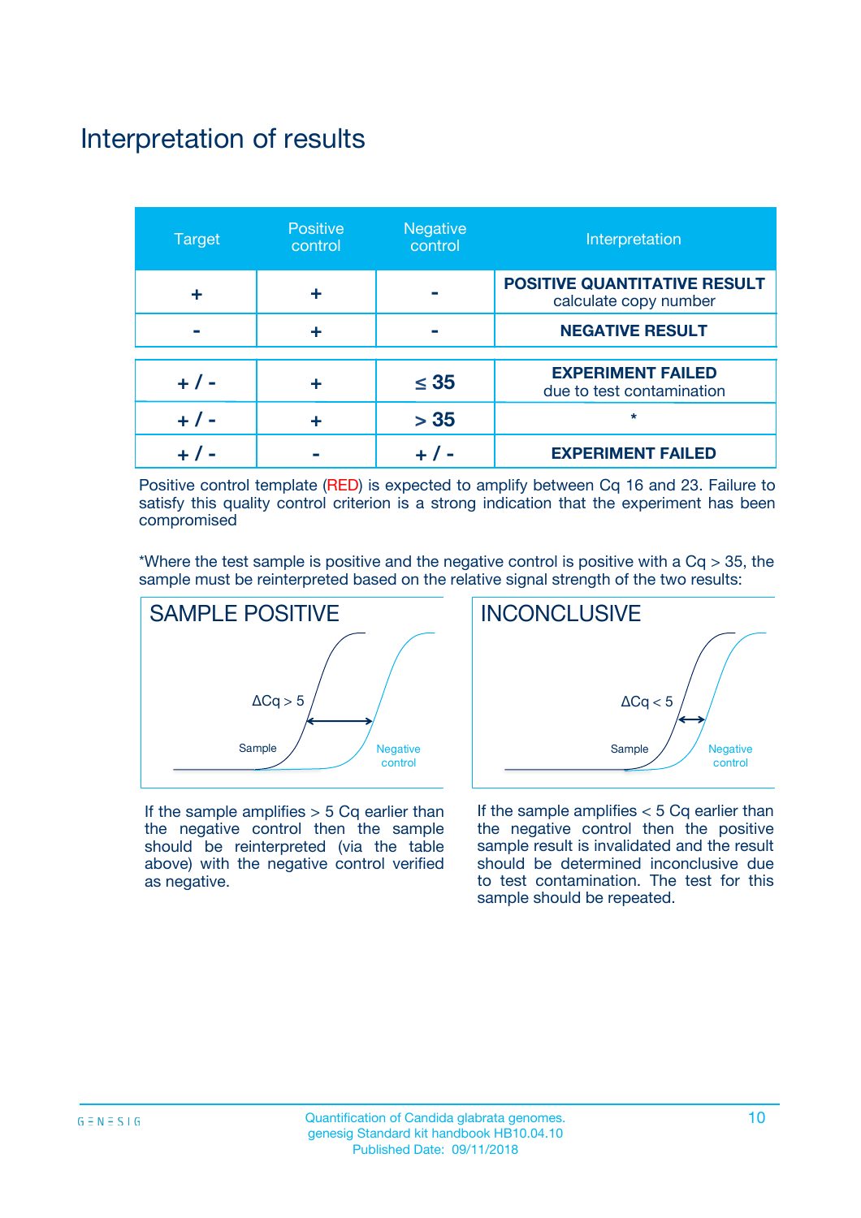# Interpretation of results

| Target | Positive control | Negative control | Interpretation |
|---|---|---|---|
| + | + | - | **POSITIVE QUANTITATIVE RESULT** calculate copy number |
| - | + | - | **NEGATIVE RESULT** |
| + / - | + | ≤ 35 | **EXPERIMENT FAILED** due to test contamination |
| + / - | + | > 35 | * |
| + / - | - | + / - | **EXPERIMENT FAILED** |

Positive control template (RED) is expected to amplify between Cq 16 and 23. Failure to satisfy this quality control criterion is a strong indication that the experiment has been compromised

*Where the test sample is positive and the negative control is positive with a Cq > 35, the sample must be reinterpreted based on the relative signal strength of the two results:

## SAMPLE POSITIVE

ΔCq > 5

Sample

Negative control

If the sample amplifies > 5 Cq earlier than the negative control then the sample should be reinterpreted (via the table above) with the negative control verified as negative.

## INCONCLUSIVE

ΔCq < 5

Sample

Negative control

If the sample amplifies < 5 Cq earlier than the negative control then the positive sample result is invalidated and the result should be determined inconclusive due to test contamination. The test for this sample should be repeated.